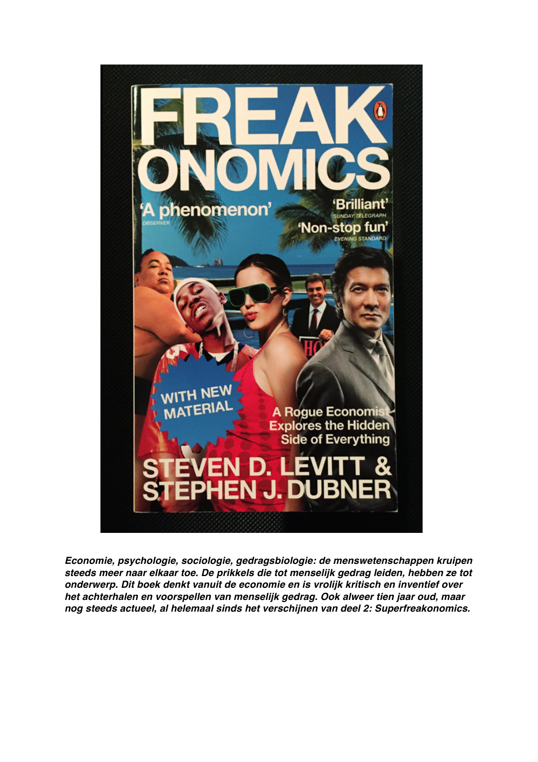***Economie, psychologie, sociologie, gedragsbiologie: de menswetenschappen kruipen steeds meer naar elkaar toe. De prikkels die tot menselijk gedrag leiden, hebben ze tot onderwerp. Dit boek denkt vanuit de economie en is vrolijk kritisch en inventief over het achterhalen en voorspellen van menselijk gedrag. Ook alweer tien jaar oud, maar nog steeds actueel, al helemaal sinds het verschijnen van deel 2: Superfreakonomics.***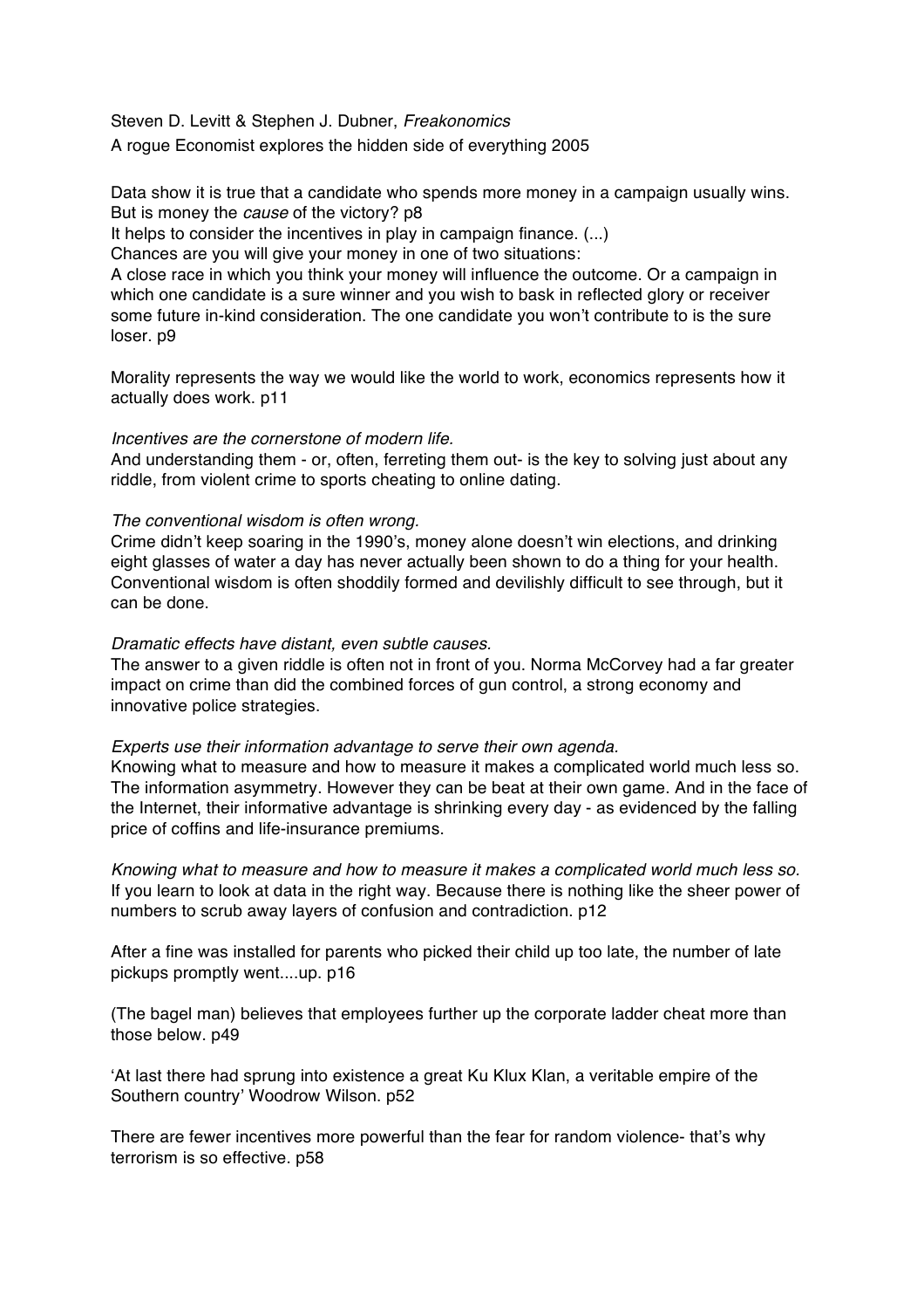Steven D. Levitt & Stephen J. Dubner, *Freakonomics*

A rogue Economist explores the hidden side of everything 2005

Data show it is true that a candidate who spends more money in a campaign usually wins. But is money the *cause* of the victory? p8

It helps to consider the incentives in play in campaign finance. (...)

Chances are you will give your money in one of two situations:

A close race in which you think your money will influence the outcome. Or a campaign in which one candidate is a sure winner and you wish to bask in reflected glory or receiver some future in-kind consideration. The one candidate you won't contribute to is the sure loser. p9

Morality represents the way we would like the world to work, economics represents how it actually does work. p11

*Incentives are the cornerstone of modern life.*

And understanding them - or, often, ferreting them out- is the key to solving just about any riddle, from violent crime to sports cheating to online dating.

*The conventional wisdom is often wrong.*

Crime didn't keep soaring in the 1990's, money alone doesn't win elections, and drinking eight glasses of water a day has never actually been shown to do a thing for your health. Conventional wisdom is often shoddily formed and devilishly difficult to see through, but it can be done.

*Dramatic effects have distant, even subtle causes.*

The answer to a given riddle is often not in front of you. Norma McCorvey had a far greater impact on crime than did the combined forces of gun control, a strong economy and innovative police strategies.

*Experts use their information advantage to serve their own agenda.*

Knowing what to measure and how to measure it makes a complicated world much less so. The information asymmetry. However they can be beat at their own game. And in the face of the Internet, their informative advantage is shrinking every day - as evidenced by the falling price of coffins and life-insurance premiums.

*Knowing what to measure and how to measure it makes a complicated world much less so.*

If you learn to look at data in the right way. Because there is nothing like the sheer power of numbers to scrub away layers of confusion and contradiction. p12

After a fine was installed for parents who picked their child up too late, the number of late pickups promptly went....up. p16

(The bagel man) believes that employees further up the corporate ladder cheat more than those below. p49

'At last there had sprung into existence a great Ku Klux Klan, a veritable empire of the Southern country' Woodrow Wilson. p52

There are fewer incentives more powerful than the fear for random violence- that's why terrorism is so effective. p58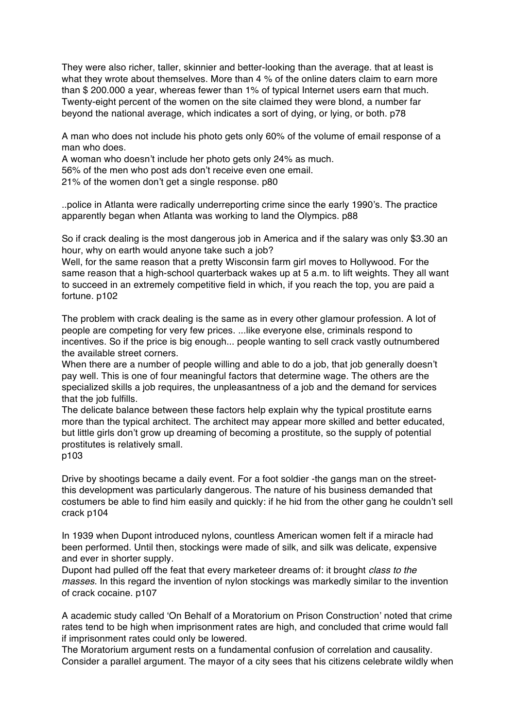They were also richer, taller, skinnier and better-looking than the average. that at least is what they wrote about themselves. More than 4 % of the online daters claim to earn more than $ 200.000 a year, whereas fewer than 1% of typical Internet users earn that much. Twenty-eight percent of the women on the site claimed they were blond, a number far beyond the national average, which indicates a sort of dying, or lying, or both. p78

A man who does not include his photo gets only 60% of the volume of email response of a man who does.
A woman who doesn't include her photo gets only 24% as much.
56% of the men who post ads don't receive even one email.
21% of the women don't get a single response. p80

..police in Atlanta were radically underreporting crime since the early 1990's. The practice apparently began when Atlanta was working to land the Olympics. p88

So if crack dealing is the most dangerous job in America and if the salary was only $3.30 an hour, why on earth would anyone take such a job?
Well, for the same reason that a pretty Wisconsin farm girl moves to Hollywood. For the same reason that a high-school quarterback wakes up at 5 a.m. to lift weights. They all want to succeed in an extremely competitive field in which, if you reach the top, you are paid a fortune. p102

The problem with crack dealing is the same as in every other glamour profession. A lot of people are competing for very few prices. ...like everyone else, criminals respond to incentives. So if the price is big enough... people wanting to sell crack vastly outnumbered the available street corners.
When there are a number of people willing and able to do a job, that job generally doesn't pay well. This is one of four meaningful factors that determine wage. The others are the specialized skills a job requires, the unpleasantness of a job and the demand for services that the job fulfills.
The delicate balance between these factors help explain why the typical prostitute earns more than the typical architect. The architect may appear more skilled and better educated, but little girls don't grow up dreaming of becoming a prostitute, so the supply of potential prostitutes is relatively small.
p103

Drive by shootings became a daily event. For a foot soldier -the gangs man on the street- this development was particularly dangerous. The nature of his business demanded that costumers be able to find him easily and quickly: if he hid from the other gang he couldn't sell crack p104

In 1939 when Dupont introduced nylons, countless American women felt if a miracle had been performed. Until then, stockings were made of silk, and silk was delicate, expensive and ever in shorter supply.
Dupont had pulled off the feat that every marketeer dreams of: it brought *class to the masses*. In this regard the invention of nylon stockings was markedly similar to the invention of crack cocaine. p107

A academic study called 'On Behalf of a Moratorium on Prison Construction' noted that crime rates tend to be high when imprisonment rates are high, and concluded that crime would fall if imprisonment rates could only be lowered.
The Moratorium argument rests on a fundamental confusion of correlation and causality. Consider a parallel argument. The mayor of a city sees that his citizens celebrate wildly when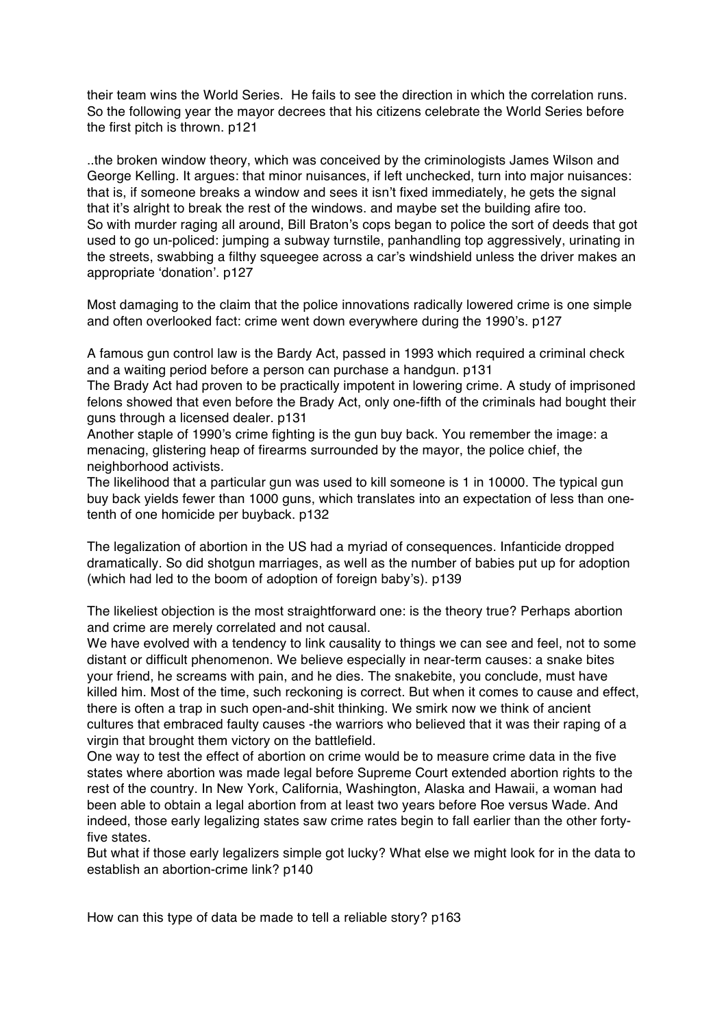their team wins the World Series. He fails to see the direction in which the correlation runs. So the following year the mayor decrees that his citizens celebrate the World Series before the first pitch is thrown. p121

..the broken window theory, which was conceived by the criminologists James Wilson and George Kelling. It argues: that minor nuisances, if left unchecked, turn into major nuisances: that is, if someone breaks a window and sees it isn't fixed immediately, he gets the signal that it's alright to break the rest of the windows. and maybe set the building afire too.
So with murder raging all around, Bill Braton's cops began to police the sort of deeds that got used to go un-policed: jumping a subway turnstile, panhandling top aggressively, urinating in the streets, swabbing a filthy squeegee across a car's windshield unless the driver makes an appropriate 'donation'. p127

Most damaging to the claim that the police innovations radically lowered crime is one simple and often overlooked fact: crime went down everywhere during the 1990's. p127

A famous gun control law is the Bardy Act, passed in 1993 which required a criminal check and a waiting period before a person can purchase a handgun. p131
The Brady Act had proven to be practically impotent in lowering crime. A study of imprisoned felons showed that even before the Brady Act, only one-fifth of the criminals had bought their guns through a licensed dealer. p131
Another staple of 1990's crime fighting is the gun buy back. You remember the image: a menacing, glistering heap of firearms surrounded by the mayor, the police chief, the neighborhood activists.
The likelihood that a particular gun was used to kill someone is 1 in 10000. The typical gun buy back yields fewer than 1000 guns, which translates into an expectation of less than one-tenth of one homicide per buyback. p132

The legalization of abortion in the US had a myriad of consequences. Infanticide dropped dramatically. So did shotgun marriages, as well as the number of babies put up for adoption (which had led to the boom of adoption of foreign baby's). p139

The likeliest objection is the most straightforward one: is the theory true? Perhaps abortion and crime are merely correlated and not causal.
We have evolved with a tendency to link causality to things we can see and feel, not to some distant or difficult phenomenon. We believe especially in near-term causes: a snake bites your friend, he screams with pain, and he dies. The snakebite, you conclude, must have killed him. Most of the time, such reckoning is correct. But when it comes to cause and effect, there is often a trap in such open-and-shit thinking. We smirk now we think of ancient cultures that embraced faulty causes -the warriors who believed that it was their raping of a virgin that brought them victory on the battlefield.
One way to test the effect of abortion on crime would be to measure crime data in the five states where abortion was made legal before Supreme Court extended abortion rights to the rest of the country. In New York, California, Washington, Alaska and Hawaii, a woman had been able to obtain a legal abortion from at least two years before Roe versus Wade. And indeed, those early legalizing states saw crime rates begin to fall earlier than the other forty-five states.
But what if those early legalizers simple got lucky? What else we might look for in the data to establish an abortion-crime link? p140

How can this type of data be made to tell a reliable story? p163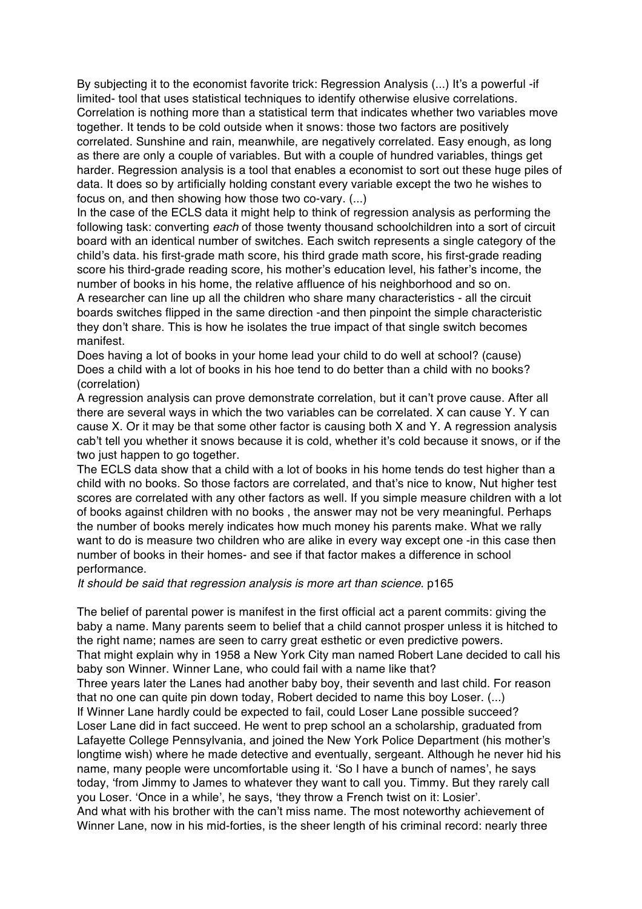By subjecting it to the economist favorite trick: Regression Analysis (...) It's a powerful -if limited- tool that uses statistical techniques to identify otherwise elusive correlations. Correlation is nothing more than a statistical term that indicates whether two variables move together. It tends to be cold outside when it snows: those two factors are positively correlated. Sunshine and rain, meanwhile, are negatively correlated. Easy enough, as long as there are only a couple of variables. But with a couple of hundred variables, things get harder. Regression analysis is a tool that enables a economist to sort out these huge piles of data. It does so by artificially holding constant every variable except the two he wishes to focus on, and then showing how those two co-vary. (...)

In the case of the ECLS data it might help to think of regression analysis as performing the following task: converting *each* of those twenty thousand schoolchildren into a sort of circuit board with an identical number of switches. Each switch represents a single category of the child's data. his first-grade math score, his third grade math score, his first-grade reading score his third-grade reading score, his mother's education level, his father's income, the number of books in his home, the relative affluence of his neighborhood and so on.

A researcher can line up all the children who share many characteristics - all the circuit boards switches flipped in the same direction -and then pinpoint the simple characteristic they don't share. This is how he isolates the true impact of that single switch becomes manifest.

Does having a lot of books in your home lead your child to do well at school? (cause)

Does a child with a lot of books in his hoe tend to do better than a child with no books? (correlation)

A regression analysis can prove demonstrate correlation, but it can't prove cause. After all there are several ways in which the two variables can be correlated. X can cause Y. Y can cause X. Or it may be that some other factor is causing both X and Y. A regression analysis cab't tell you whether it snows because it is cold, whether it's cold because it snows, or if the two just happen to go together.

The ECLS data show that a child with a lot of books in his home tends do test higher than a child with no books. So those factors are correlated, and that's nice to know, Nut higher test scores are correlated with any other factors as well. If you simple measure children with a lot of books against children with no books , the answer may not be very meaningful. Perhaps the number of books merely indicates how much money his parents make. What we rally want to do is measure two children who are alike in every way except one -in this case then number of books in their homes- and see if that factor makes a difference in school performance.

*It should be said that regression analysis is more art than science*. p165

The belief of parental power is manifest in the first official act a parent commits: giving the baby a name. Many parents seem to belief that a child cannot prosper unless it is hitched to the right name; names are seen to carry great esthetic or even predictive powers.

That might explain why in 1958 a New York City man named Robert Lane decided to call his baby son Winner. Winner Lane, who could fail with a name like that?

Three years later the Lanes had another baby boy, their seventh and last child. For reason that no one can quite pin down today, Robert decided to name this boy Loser. (...)

If Winner Lane hardly could be expected to fail, could Loser Lane possible succeed?

Loser Lane did in fact succeed. He went to prep school an a scholarship, graduated from Lafayette College Pennsylvania, and joined the New York Police Department (his mother's longtime wish) where he made detective and eventually, sergeant. Although he never hid his name, many people were uncomfortable using it. 'So I have a bunch of names', he says today, 'from Jimmy to James to whatever they want to call you. Timmy. But they rarely call you Loser. 'Once in a while', he says, 'they throw a French twist on it: Losier'.

And what with his brother with the can't miss name. The most noteworthy achievement of Winner Lane, now in his mid-forties, is the sheer length of his criminal record: nearly three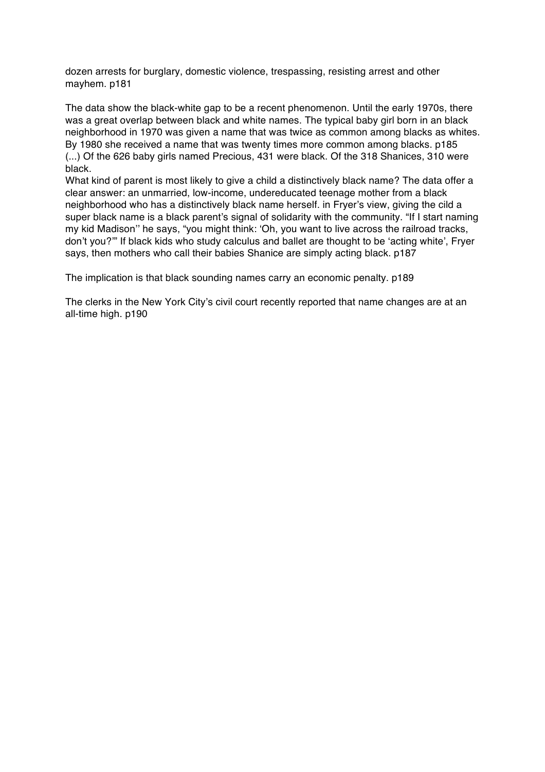dozen arrests for burglary, domestic violence, trespassing, resisting arrest and other mayhem. p181

The data show the black-white gap to be a recent phenomenon. Until the early 1970s, there was a great overlap between black and white names. The typical baby girl born in an black neighborhood in 1970 was given a name that was twice as common among blacks as whites. By 1980 she received a name that was twenty times more common among blacks. p185 (...) Of the 626 baby girls named Precious, 431 were black. Of the 318 Shanices, 310 were black.

What kind of parent is most likely to give a child a distinctively black name? The data offer a clear answer: an unmarried, low-income, undereducated teenage mother from a black neighborhood who has a distinctively black name herself. in Fryer's view, giving the cild a super black name is a black parent's signal of solidarity with the community. "If I start naming my kid Madison'' he says, "you might think: 'Oh, you want to live across the railroad tracks, don't you?'" If black kids who study calculus and ballet are thought to be 'acting white', Fryer says, then mothers who call their babies Shanice are simply acting black. p187

The implication is that black sounding names carry an economic penalty. p189

The clerks in the New York City's civil court recently reported that name changes are at an all-time high. p190